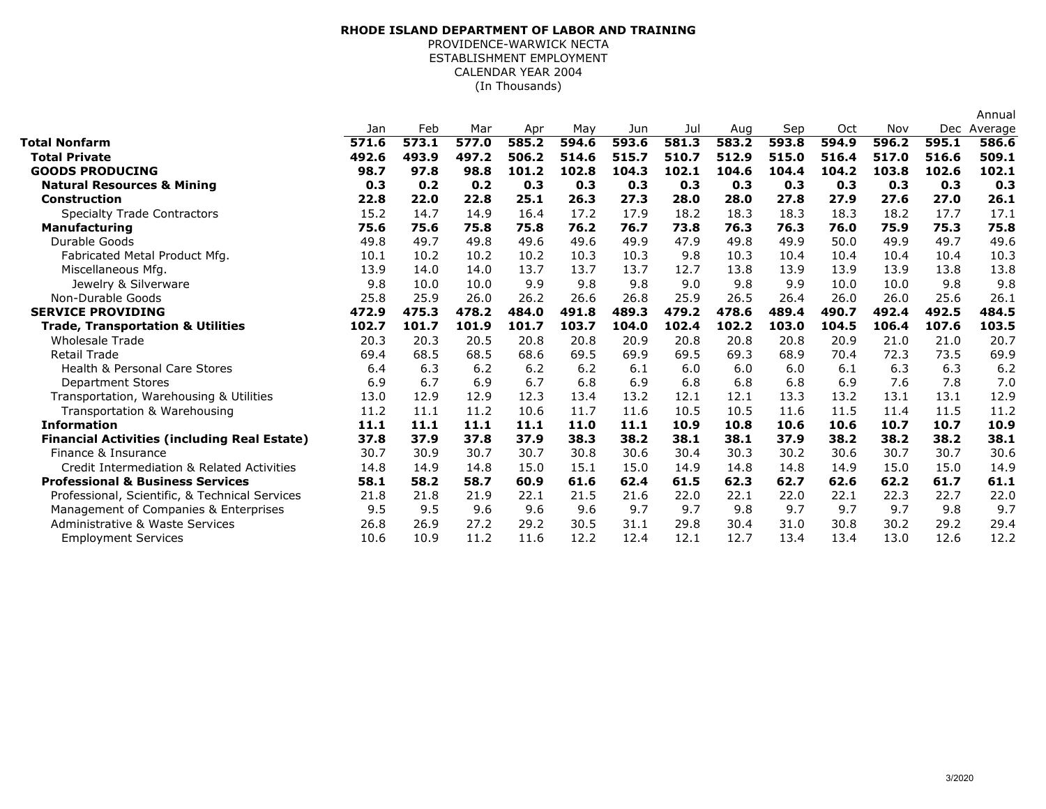**RHODE ISLAND DEPARTMENT OF LABOR AND TRAINING**
PROVIDENCE-WARWICK NECTA
ESTABLISHMENT EMPLOYMENT
CALENDAR YEAR 2004
(In Thousands)

| | Jan | Feb | Mar | Apr | May | Jun | Jul | Aug | Sep | Oct | Nov | Dec | Annual Average |
|---|---|---|---|---|---|---|---|---|---|---|---|---|---|
| **Total Nonfarm** | **571.6** | **573.1** | **577.0** | **585.2** | **594.6** | **593.6** | **581.3** | **583.2** | **593.8** | **594.9** | **596.2** | **595.1** | **586.6** |
| **Total Private** | **492.6** | **493.9** | **497.2** | **506.2** | **514.6** | **515.7** | **510.7** | **512.9** | **515.0** | **516.4** | **517.0** | **516.6** | **509.1** |
| **GOODS PRODUCING** | **98.7** | **97.8** | **98.8** | **101.2** | **102.8** | **104.3** | **102.1** | **104.6** | **104.4** | **104.2** | **103.8** | **102.6** | **102.1** |
| **Natural Resources & Mining** | **0.3** | **0.2** | **0.2** | **0.3** | **0.3** | **0.3** | **0.3** | **0.3** | **0.3** | **0.3** | **0.3** | **0.3** | **0.3** |
| **Construction** | **22.8** | **22.0** | **22.8** | **25.1** | **26.3** | **27.3** | **28.0** | **28.0** | **27.8** | **27.9** | **27.6** | **27.0** | **26.1** |
| Specialty Trade Contractors | 15.2 | 14.7 | 14.9 | 16.4 | 17.2 | 17.9 | 18.2 | 18.3 | 18.3 | 18.3 | 18.2 | 17.7 | 17.1 |
| **Manufacturing** | **75.6** | **75.6** | **75.8** | **75.8** | **76.2** | **76.7** | **73.8** | **76.3** | **76.3** | **76.0** | **75.9** | **75.3** | **75.8** |
| Durable Goods | 49.8 | 49.7 | 49.8 | 49.6 | 49.6 | 49.9 | 47.9 | 49.8 | 49.9 | 50.0 | 49.9 | 49.7 | 49.6 |
| Fabricated Metal Product Mfg. | 10.1 | 10.2 | 10.2 | 10.2 | 10.3 | 10.3 | 9.8 | 10.3 | 10.4 | 10.4 | 10.4 | 10.4 | 10.3 |
| Miscellaneous Mfg. | 13.9 | 14.0 | 14.0 | 13.7 | 13.7 | 13.7 | 12.7 | 13.8 | 13.9 | 13.9 | 13.9 | 13.8 | 13.8 |
| Jewelry & Silverware | 9.8 | 10.0 | 10.0 | 9.9 | 9.8 | 9.8 | 9.0 | 9.8 | 9.9 | 10.0 | 10.0 | 9.8 | 9.8 |
| Non-Durable Goods | 25.8 | 25.9 | 26.0 | 26.2 | 26.6 | 26.8 | 25.9 | 26.5 | 26.4 | 26.0 | 26.0 | 25.6 | 26.1 |
| **SERVICE PROVIDING** | **472.9** | **475.3** | **478.2** | **484.0** | **491.8** | **489.3** | **479.2** | **478.6** | **489.4** | **490.7** | **492.4** | **492.5** | **484.5** |
| **Trade, Transportation & Utilities** | **102.7** | **101.7** | **101.9** | **101.7** | **103.7** | **104.0** | **102.4** | **102.2** | **103.0** | **104.5** | **106.4** | **107.6** | **103.5** |
| Wholesale Trade | 20.3 | 20.3 | 20.5 | 20.8 | 20.8 | 20.9 | 20.8 | 20.8 | 20.8 | 20.9 | 21.0 | 21.0 | 20.7 |
| Retail Trade | 69.4 | 68.5 | 68.5 | 68.6 | 69.5 | 69.9 | 69.5 | 69.3 | 68.9 | 70.4 | 72.3 | 73.5 | 69.9 |
| Health & Personal Care Stores | 6.4 | 6.3 | 6.2 | 6.2 | 6.2 | 6.1 | 6.0 | 6.0 | 6.0 | 6.1 | 6.3 | 6.3 | 6.2 |
| Department Stores | 6.9 | 6.7 | 6.9 | 6.7 | 6.8 | 6.9 | 6.8 | 6.8 | 6.8 | 6.9 | 7.6 | 7.8 | 7.0 |
| Transportation, Warehousing & Utilities | 13.0 | 12.9 | 12.9 | 12.3 | 13.4 | 13.2 | 12.1 | 12.1 | 13.3 | 13.2 | 13.1 | 13.1 | 12.9 |
| Transportation & Warehousing | 11.2 | 11.1 | 11.2 | 10.6 | 11.7 | 11.6 | 10.5 | 10.5 | 11.6 | 11.5 | 11.4 | 11.5 | 11.2 |
| **Information** | **11.1** | **11.1** | **11.1** | **11.1** | **11.0** | **11.1** | **10.9** | **10.8** | **10.6** | **10.6** | **10.7** | **10.7** | **10.9** |
| **Financial Activities (including Real Estate)** | **37.8** | **37.9** | **37.8** | **37.9** | **38.3** | **38.2** | **38.1** | **38.1** | **37.9** | **38.2** | **38.2** | **38.2** | **38.1** |
| Finance & Insurance | 30.7 | 30.9 | 30.7 | 30.7 | 30.8 | 30.6 | 30.4 | 30.3 | 30.2 | 30.6 | 30.7 | 30.7 | 30.6 |
| Credit Intermediation & Related Activities | 14.8 | 14.9 | 14.8 | 15.0 | 15.1 | 15.0 | 14.9 | 14.8 | 14.8 | 14.9 | 15.0 | 15.0 | 14.9 |
| **Professional & Business Services** | **58.1** | **58.2** | **58.7** | **60.9** | **61.6** | **62.4** | **61.5** | **62.3** | **62.7** | **62.6** | **62.2** | **61.7** | **61.1** |
| Professional, Scientific, & Technical Services | 21.8 | 21.8 | 21.9 | 22.1 | 21.5 | 21.6 | 22.0 | 22.1 | 22.0 | 22.1 | 22.3 | 22.7 | 22.0 |
| Management of Companies & Enterprises | 9.5 | 9.5 | 9.6 | 9.6 | 9.6 | 9.7 | 9.7 | 9.8 | 9.7 | 9.7 | 9.7 | 9.8 | 9.7 |
| Administrative & Waste Services | 26.8 | 26.9 | 27.2 | 29.2 | 30.5 | 31.1 | 29.8 | 30.4 | 31.0 | 30.8 | 30.2 | 29.2 | 29.4 |
| Employment Services | 10.6 | 10.9 | 11.2 | 11.6 | 12.2 | 12.4 | 12.1 | 12.7 | 13.4 | 13.4 | 13.0 | 12.6 | 12.2 |

3/2020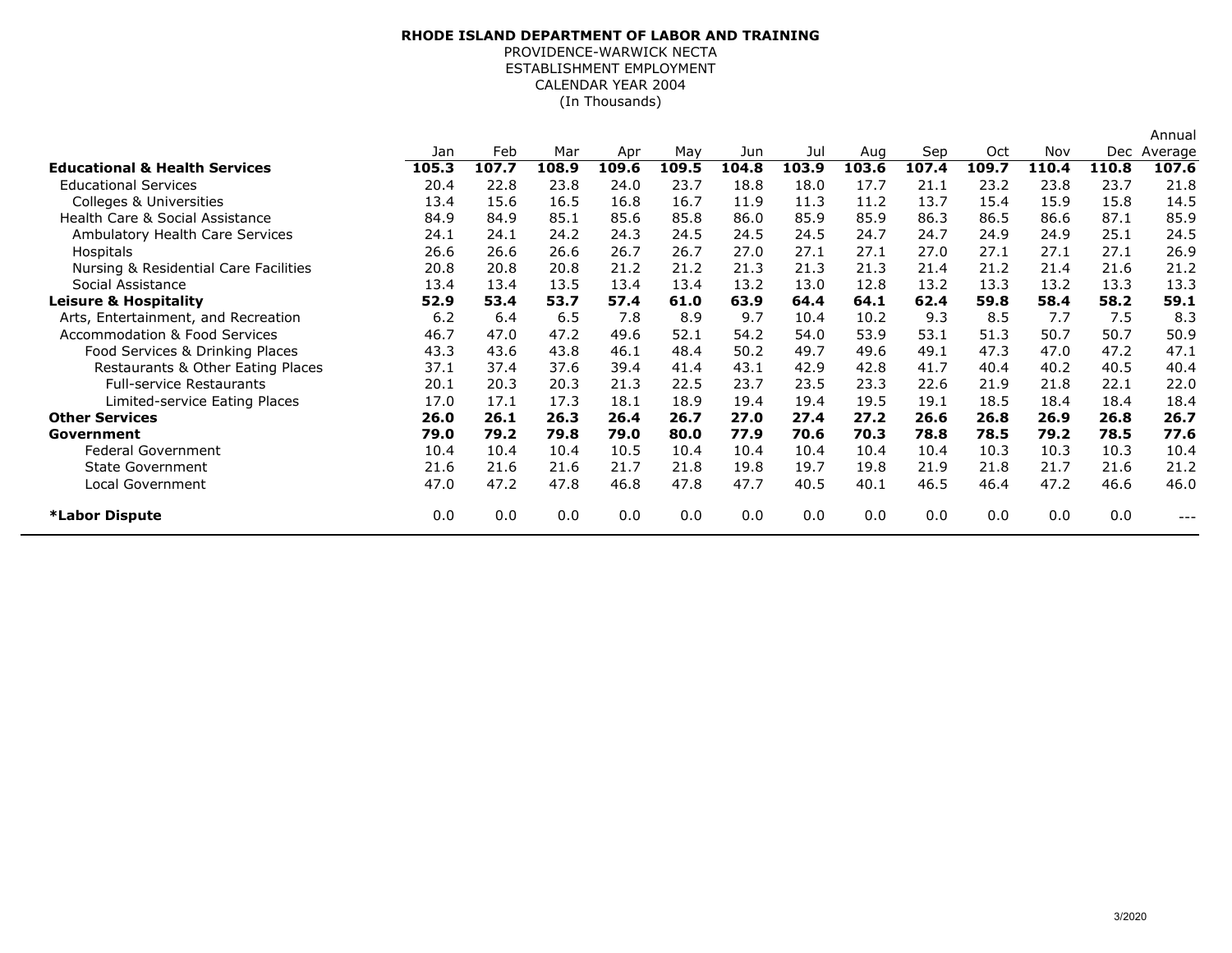**RHODE ISLAND DEPARTMENT OF LABOR AND TRAINING**
PROVIDENCE-WARWICK NECTA
ESTABLISHMENT EMPLOYMENT
CALENDAR YEAR 2004
(In Thousands)

| | Jan | Feb | Mar | Apr | May | Jun | Jul | Aug | Sep | Oct | Nov | Dec | Annual Average |
|---|---|---|---|---|---|---|---|---|---|---|---|---|---|
| **Educational & Health Services** | **105.3** | **107.7** | **108.9** | **109.6** | **109.5** | **104.8** | **103.9** | **103.6** | **107.4** | **109.7** | **110.4** | **110.8** | **107.6** |
| Educational Services | 20.4 | 22.8 | 23.8 | 24.0 | 23.7 | 18.8 | 18.0 | 17.7 | 21.1 | 23.2 | 23.8 | 23.7 | 21.8 |
| Colleges & Universities | 13.4 | 15.6 | 16.5 | 16.8 | 16.7 | 11.9 | 11.3 | 11.2 | 13.7 | 15.4 | 15.9 | 15.8 | 14.5 |
| Health Care & Social Assistance | 84.9 | 84.9 | 85.1 | 85.6 | 85.8 | 86.0 | 85.9 | 85.9 | 86.3 | 86.5 | 86.6 | 87.1 | 85.9 |
| Ambulatory Health Care Services | 24.1 | 24.1 | 24.2 | 24.3 | 24.5 | 24.5 | 24.5 | 24.7 | 24.7 | 24.9 | 24.9 | 25.1 | 24.5 |
| Hospitals | 26.6 | 26.6 | 26.6 | 26.7 | 26.7 | 27.0 | 27.1 | 27.1 | 27.0 | 27.1 | 27.1 | 27.1 | 26.9 |
| Nursing & Residential Care Facilities | 20.8 | 20.8 | 20.8 | 21.2 | 21.2 | 21.3 | 21.3 | 21.3 | 21.4 | 21.2 | 21.4 | 21.6 | 21.2 |
| Social Assistance | 13.4 | 13.4 | 13.5 | 13.4 | 13.4 | 13.2 | 13.0 | 12.8 | 13.2 | 13.3 | 13.2 | 13.3 | 13.3 |
| **Leisure & Hospitality** | **52.9** | **53.4** | **53.7** | **57.4** | **61.0** | **63.9** | **64.4** | **64.1** | **62.4** | **59.8** | **58.4** | **58.2** | **59.1** |
| Arts, Entertainment, and Recreation | 6.2 | 6.4 | 6.5 | 7.8 | 8.9 | 9.7 | 10.4 | 10.2 | 9.3 | 8.5 | 7.7 | 7.5 | 8.3 |
| Accommodation & Food Services | 46.7 | 47.0 | 47.2 | 49.6 | 52.1 | 54.2 | 54.0 | 53.9 | 53.1 | 51.3 | 50.7 | 50.7 | 50.9 |
| Food Services & Drinking Places | 43.3 | 43.6 | 43.8 | 46.1 | 48.4 | 50.2 | 49.7 | 49.6 | 49.1 | 47.3 | 47.0 | 47.2 | 47.1 |
| Restaurants & Other Eating Places | 37.1 | 37.4 | 37.6 | 39.4 | 41.4 | 43.1 | 42.9 | 42.8 | 41.7 | 40.4 | 40.2 | 40.5 | 40.4 |
| Full-service Restaurants | 20.1 | 20.3 | 20.3 | 21.3 | 22.5 | 23.7 | 23.5 | 23.3 | 22.6 | 21.9 | 21.8 | 22.1 | 22.0 |
| Limited-service Eating Places | 17.0 | 17.1 | 17.3 | 18.1 | 18.9 | 19.4 | 19.4 | 19.5 | 19.1 | 18.5 | 18.4 | 18.4 | 18.4 |
| **Other Services** | **26.0** | **26.1** | **26.3** | **26.4** | **26.7** | **27.0** | **27.4** | **27.2** | **26.6** | **26.8** | **26.9** | **26.8** | **26.7** |
| **Government** | **79.0** | **79.2** | **79.8** | **79.0** | **80.0** | **77.9** | **70.6** | **70.3** | **78.8** | **78.5** | **79.2** | **78.5** | **77.6** |
| Federal Government | 10.4 | 10.4 | 10.4 | 10.5 | 10.4 | 10.4 | 10.4 | 10.4 | 10.4 | 10.3 | 10.3 | 10.3 | 10.4 |
| State Government | 21.6 | 21.6 | 21.6 | 21.7 | 21.8 | 19.8 | 19.7 | 19.8 | 21.9 | 21.8 | 21.7 | 21.6 | 21.2 |
| Local Government | 47.0 | 47.2 | 47.8 | 46.8 | 47.8 | 47.7 | 40.5 | 40.1 | 46.5 | 46.4 | 47.2 | 46.6 | 46.0 |
| **\*Labor Dispute** | 0.0 | 0.0 | 0.0 | 0.0 | 0.0 | 0.0 | 0.0 | 0.0 | 0.0 | 0.0 | 0.0 | 0.0 | --- |

3/2020